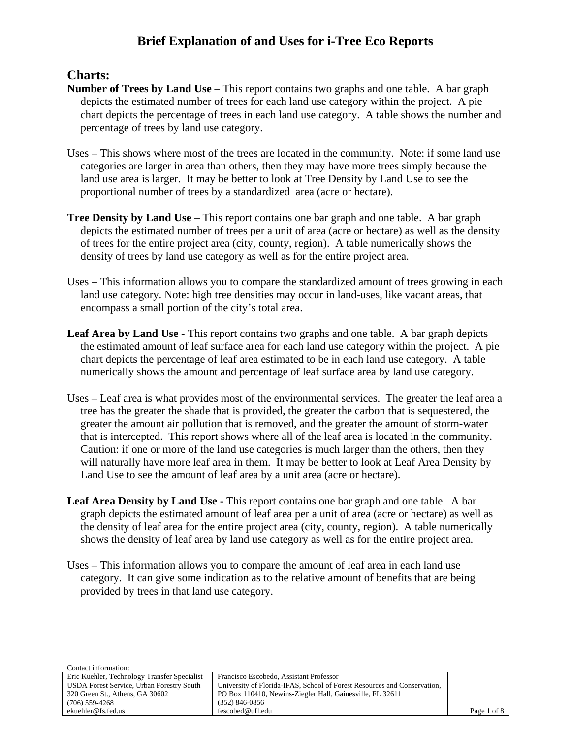# Brief Explanation of and Uses for i-Tree Eco Reports

## Charts:

**Number of Trees by Land Use** – This report contains two graphs and one table. A bar graph depicts the estimated number of trees for each land use category within the project. A pie chart depicts the percentage of trees in each land use category. A table shows the number and percentage of trees by land use category.

Uses – This shows where most of the trees are located in the community. Note: if some land use categories are larger in area than others, then they may have more trees simply because the land use area is larger. It may be better to look at Tree Density by Land Use to see the proportional number of trees by a standardized area (acre or hectare).

**Tree Density by Land Use** – This report contains one bar graph and one table. A bar graph depicts the estimated number of trees per a unit of area (acre or hectare) as well as the density of trees for the entire project area (city, county, region). A table numerically shows the density of trees by land use category as well as for the entire project area.

Uses – This information allows you to compare the standardized amount of trees growing in each land use category. Note: high tree densities may occur in land-uses, like vacant areas, that encompass a small portion of the city's total area.

**Leaf Area by Land Use -** This report contains two graphs and one table. A bar graph depicts the estimated amount of leaf surface area for each land use category within the project. A pie chart depicts the percentage of leaf area estimated to be in each land use category. A table numerically shows the amount and percentage of leaf surface area by land use category.

Uses – Leaf area is what provides most of the environmental services. The greater the leaf area a tree has the greater the shade that is provided, the greater the carbon that is sequestered, the greater the amount air pollution that is removed, and the greater the amount of storm-water that is intercepted. This report shows where all of the leaf area is located in the community. Caution: if one or more of the land use categories is much larger than the others, then they will naturally have more leaf area in them. It may be better to look at Leaf Area Density by Land Use to see the amount of leaf area by a unit area (acre or hectare).

**Leaf Area Density by Land Use -** This report contains one bar graph and one table. A bar graph depicts the estimated amount of leaf area per a unit of area (acre or hectare) as well as the density of leaf area for the entire project area (city, county, region). A table numerically shows the density of leaf area by land use category as well as for the entire project area.

Uses – This information allows you to compare the amount of leaf area in each land use category. It can give some indication as to the relative amount of benefits that are being provided by trees in that land use category.

Contact information:

| Eric Kuehler, Technology Transfer Specialist<br>USDA Forest Service, Urban Forestry South<br>320 Green St., Athens, GA 30602<br>(706) 559-4268<br>ekuehler@fs.fed.us | Francisco Escobedo, Assistant Professor<br>University of Florida-IFAS, School of Forest Resources and Conservation,<br>PO Box 110410, Newins-Ziegler Hall, Gainesville, FL 32611<br>(352) 846-0856<br>fescobed@ufl.edu |
|---|---|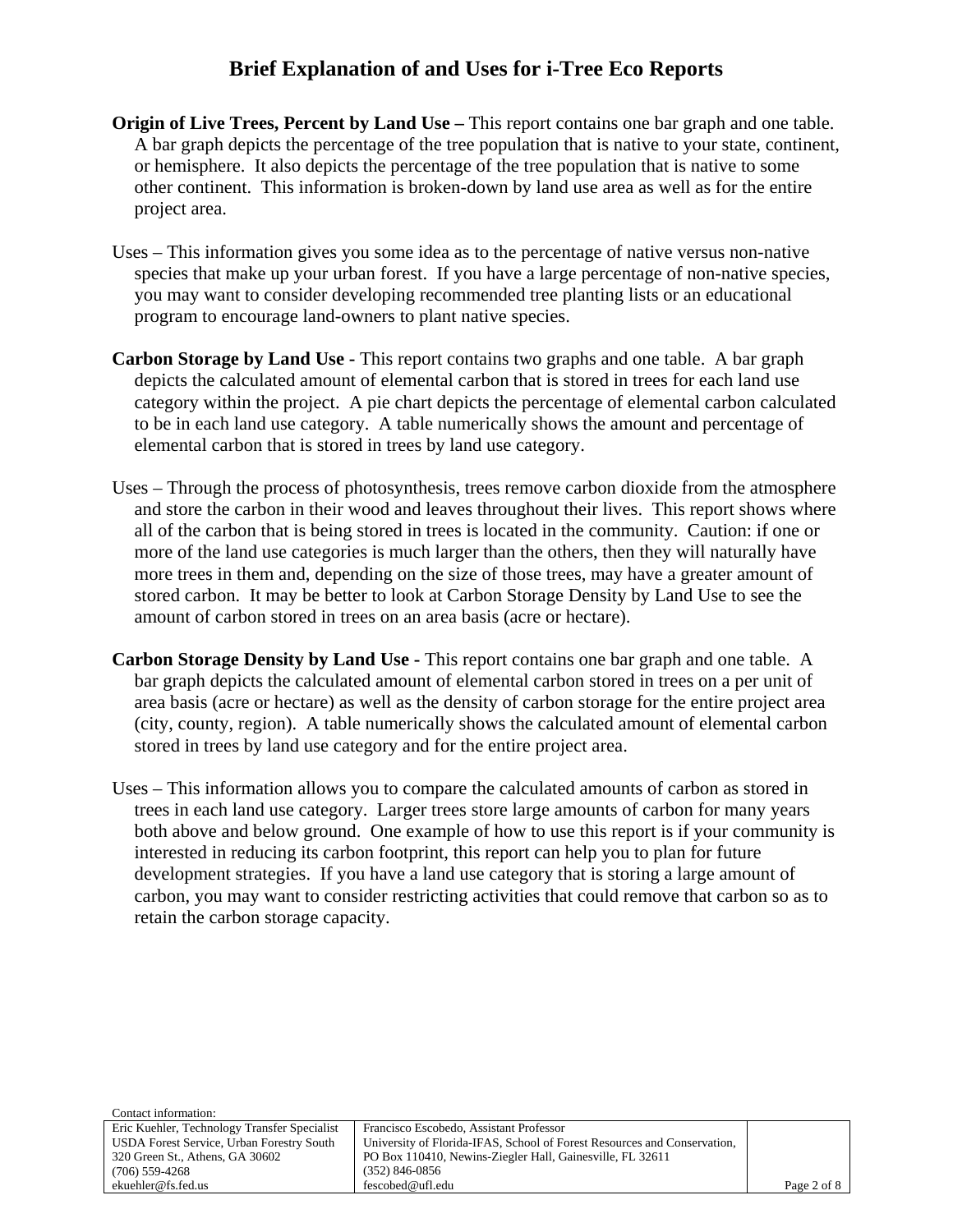# Brief Explanation of and Uses for i-Tree Eco Reports

**Origin of Live Trees, Percent by Land Use –** This report contains one bar graph and one table. A bar graph depicts the percentage of the tree population that is native to your state, continent, or hemisphere. It also depicts the percentage of the tree population that is native to some other continent. This information is broken-down by land use area as well as for the entire project area.

Uses – This information gives you some idea as to the percentage of native versus non-native species that make up your urban forest. If you have a large percentage of non-native species, you may want to consider developing recommended tree planting lists or an educational program to encourage land-owners to plant native species.

**Carbon Storage by Land Use -** This report contains two graphs and one table. A bar graph depicts the calculated amount of elemental carbon that is stored in trees for each land use category within the project. A pie chart depicts the percentage of elemental carbon calculated to be in each land use category. A table numerically shows the amount and percentage of elemental carbon that is stored in trees by land use category.

Uses – Through the process of photosynthesis, trees remove carbon dioxide from the atmosphere and store the carbon in their wood and leaves throughout their lives. This report shows where all of the carbon that is being stored in trees is located in the community. Caution: if one or more of the land use categories is much larger than the others, then they will naturally have more trees in them and, depending on the size of those trees, may have a greater amount of stored carbon. It may be better to look at Carbon Storage Density by Land Use to see the amount of carbon stored in trees on an area basis (acre or hectare).

**Carbon Storage Density by Land Use -** This report contains one bar graph and one table. A bar graph depicts the calculated amount of elemental carbon stored in trees on a per unit of area basis (acre or hectare) as well as the density of carbon storage for the entire project area (city, county, region). A table numerically shows the calculated amount of elemental carbon stored in trees by land use category and for the entire project area.

Uses – This information allows you to compare the calculated amounts of carbon as stored in trees in each land use category. Larger trees store large amounts of carbon for many years both above and below ground. One example of how to use this report is if your community is interested in reducing its carbon footprint, this report can help you to plan for future development strategies. If you have a land use category that is storing a large amount of carbon, you may want to consider restricting activities that could remove that carbon so as to retain the carbon storage capacity.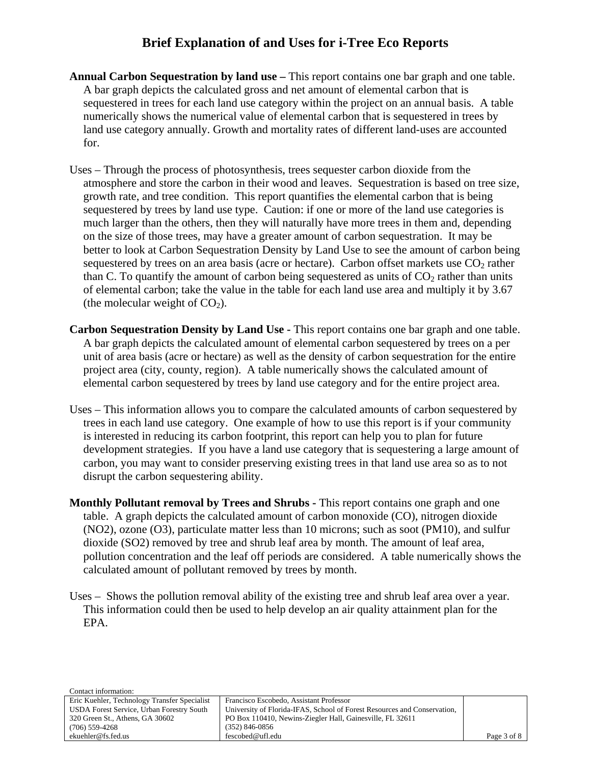## Brief Explanation of and Uses for i-Tree Eco Reports

**Annual Carbon Sequestration by land use –** This report contains one bar graph and one table. A bar graph depicts the calculated gross and net amount of elemental carbon that is sequestered in trees for each land use category within the project on an annual basis. A table numerically shows the numerical value of elemental carbon that is sequestered in trees by land use category annually. Growth and mortality rates of different land-uses are accounted for.

Uses – Through the process of photosynthesis, trees sequester carbon dioxide from the atmosphere and store the carbon in their wood and leaves. Sequestration is based on tree size, growth rate, and tree condition. This report quantifies the elemental carbon that is being sequestered by trees by land use type. Caution: if one or more of the land use categories is much larger than the others, then they will naturally have more trees in them and, depending on the size of those trees, may have a greater amount of carbon sequestration. It may be better to look at Carbon Sequestration Density by Land Use to see the amount of carbon being sequestered by trees on an area basis (acre or hectare). Carbon offset markets use $CO_2$ rather than C. To quantify the amount of carbon being sequestered as units of $CO_2$ rather than units of elemental carbon; take the value in the table for each land use area and multiply it by 3.67 (the molecular weight of $CO_2$).

**Carbon Sequestration Density by Land Use -** This report contains one bar graph and one table. A bar graph depicts the calculated amount of elemental carbon sequestered by trees on a per unit of area basis (acre or hectare) as well as the density of carbon sequestration for the entire project area (city, county, region). A table numerically shows the calculated amount of elemental carbon sequestered by trees by land use category and for the entire project area.

Uses – This information allows you to compare the calculated amounts of carbon sequestered by trees in each land use category. One example of how to use this report is if your community is interested in reducing its carbon footprint, this report can help you to plan for future development strategies. If you have a land use category that is sequestering a large amount of carbon, you may want to consider preserving existing trees in that land use area so as to not disrupt the carbon sequestering ability.

**Monthly Pollutant removal by Trees and Shrubs -** This report contains one graph and one table. A graph depicts the calculated amount of carbon monoxide (CO), nitrogen dioxide (NO2), ozone (O3), particulate matter less than 10 microns; such as soot (PM10), and sulfur dioxide (SO2) removed by tree and shrub leaf area by month. The amount of leaf area, pollution concentration and the leaf off periods are considered. A table numerically shows the calculated amount of pollutant removed by trees by month.

Uses – Shows the pollution removal ability of the existing tree and shrub leaf area over a year. This information could then be used to help develop an air quality attainment plan for the EPA.

Contact information:

| Eric Kuehler, Technology Transfer Specialist<br>USDA Forest Service, Urban Forestry South<br>320 Green St., Athens, GA 30602<br>(706) 559-4268<br>ekuehler@fs.fed.us | Francisco Escobedo, Assistant Professor<br>University of Florida-IFAS, School of Forest Resources and Conservation,<br>PO Box 110410, Newins-Ziegler Hall, Gainesville, FL 32611<br>(352) 846-0856<br>fescobed@ufl.edu |
|---|---|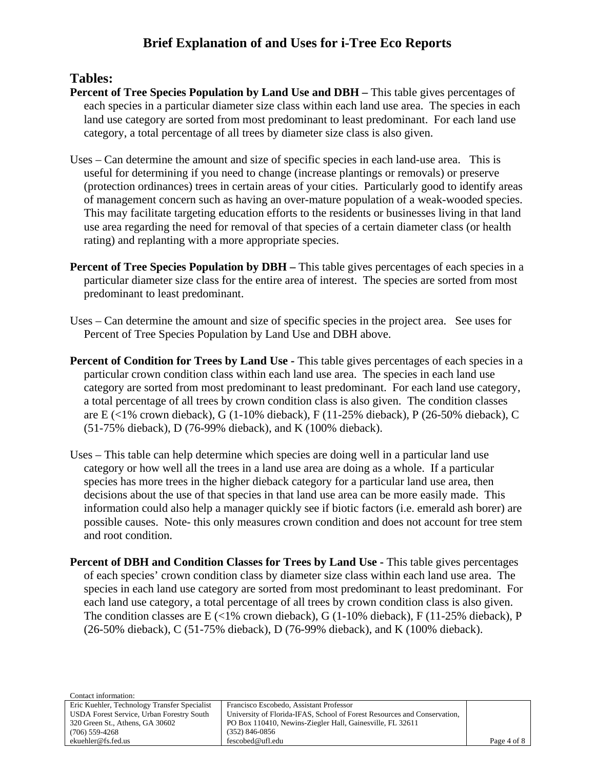# Brief Explanation of and Uses for i-Tree Eco Reports

## Tables:

**Percent of Tree Species Population by Land Use and DBH –** This table gives percentages of each species in a particular diameter size class within each land use area. The species in each land use category are sorted from most predominant to least predominant. For each land use category, a total percentage of all trees by diameter size class is also given.

Uses – Can determine the amount and size of specific species in each land-use area. This is useful for determining if you need to change (increase plantings or removals) or preserve (protection ordinances) trees in certain areas of your cities. Particularly good to identify areas of management concern such as having an over-mature population of a weak-wooded species. This may facilitate targeting education efforts to the residents or businesses living in that land use area regarding the need for removal of that species of a certain diameter class (or health rating) and replanting with a more appropriate species.

**Percent of Tree Species Population by DBH –** This table gives percentages of each species in a particular diameter size class for the entire area of interest. The species are sorted from most predominant to least predominant.

Uses – Can determine the amount and size of specific species in the project area. See uses for Percent of Tree Species Population by Land Use and DBH above.

**Percent of Condition for Trees by Land Use -** This table gives percentages of each species in a particular crown condition class within each land use area. The species in each land use category are sorted from most predominant to least predominant. For each land use category, a total percentage of all trees by crown condition class is also given. The condition classes are E (<1% crown dieback), G (1-10% dieback), F (11-25% dieback), P (26-50% dieback), C (51-75% dieback), D (76-99% dieback), and K (100% dieback).

Uses – This table can help determine which species are doing well in a particular land use category or how well all the trees in a land use area are doing as a whole. If a particular species has more trees in the higher dieback category for a particular land use area, then decisions about the use of that species in that land use area can be more easily made. This information could also help a manager quickly see if biotic factors (i.e. emerald ash borer) are possible causes. Note- this only measures crown condition and does not account for tree stem and root condition.

**Percent of DBH and Condition Classes for Trees by Land Use -** This table gives percentages of each species' crown condition class by diameter size class within each land use area. The species in each land use category are sorted from most predominant to least predominant. For each land use category, a total percentage of all trees by crown condition class is also given. The condition classes are E (<1% crown dieback), G (1-10% dieback), F (11-25% dieback), P (26-50% dieback), C (51-75% dieback), D (76-99% dieback), and K (100% dieback).

Contact information:

| Eric Kuehler, Technology Transfer Specialist<br>USDA Forest Service, Urban Forestry South<br>320 Green St., Athens, GA 30602<br>(706) 559-4268<br>ekuehler@fs.fed.us | Francisco Escobedo, Assistant Professor<br>University of Florida-IFAS, School of Forest Resources and Conservation,<br>PO Box 110410, Newins-Ziegler Hall, Gainesville, FL 32611<br>(352) 846-0856<br>fescobed@ufl.edu |
|---|---|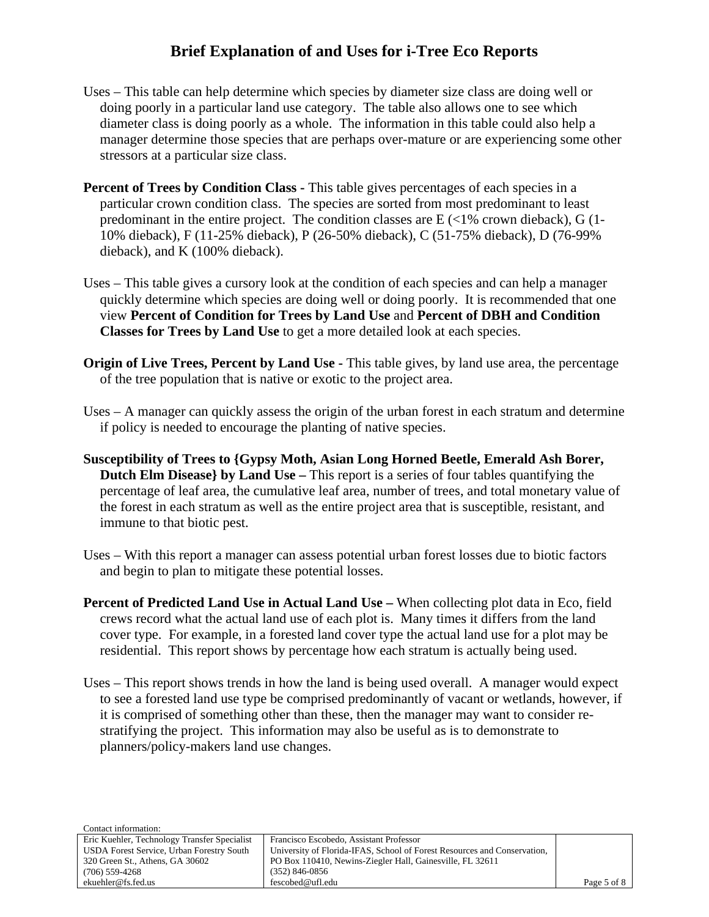Uses – This table can help determine which species by diameter size class are doing well or doing poorly in a particular land use category. The table also allows one to see which diameter class is doing poorly as a whole. The information in this table could also help a manager determine those species that are perhaps over-mature or are experiencing some other stressors at a particular size class.

**Percent of Trees by Condition Class -** This table gives percentages of each species in a particular crown condition class. The species are sorted from most predominant to least predominant in the entire project. The condition classes are E (<1% crown dieback), G (1-10% dieback), F (11-25% dieback), P (26-50% dieback), C (51-75% dieback), D (76-99% dieback), and K (100% dieback).

Uses – This table gives a cursory look at the condition of each species and can help a manager quickly determine which species are doing well or doing poorly. It is recommended that one view **Percent of Condition for Trees by Land Use** and **Percent of DBH and Condition Classes for Trees by Land Use** to get a more detailed look at each species.

**Origin of Live Trees, Percent by Land Use -** This table gives, by land use area, the percentage of the tree population that is native or exotic to the project area.

Uses – A manager can quickly assess the origin of the urban forest in each stratum and determine if policy is needed to encourage the planting of native species.

**Susceptibility of Trees to {Gypsy Moth, Asian Long Horned Beetle, Emerald Ash Borer, Dutch Elm Disease} by Land Use –** This report is a series of four tables quantifying the percentage of leaf area, the cumulative leaf area, number of trees, and total monetary value of the forest in each stratum as well as the entire project area that is susceptible, resistant, and immune to that biotic pest.

Uses – With this report a manager can assess potential urban forest losses due to biotic factors and begin to plan to mitigate these potential losses.

**Percent of Predicted Land Use in Actual Land Use –** When collecting plot data in Eco, field crews record what the actual land use of each plot is. Many times it differs from the land cover type. For example, in a forested land cover type the actual land use for a plot may be residential. This report shows by percentage how each stratum is actually being used.

Uses – This report shows trends in how the land is being used overall. A manager would expect to see a forested land use type be comprised predominantly of vacant or wetlands, however, if it is comprised of something other than these, then the manager may want to consider re-stratifying the project. This information may also be useful as is to demonstrate to planners/policy-makers land use changes.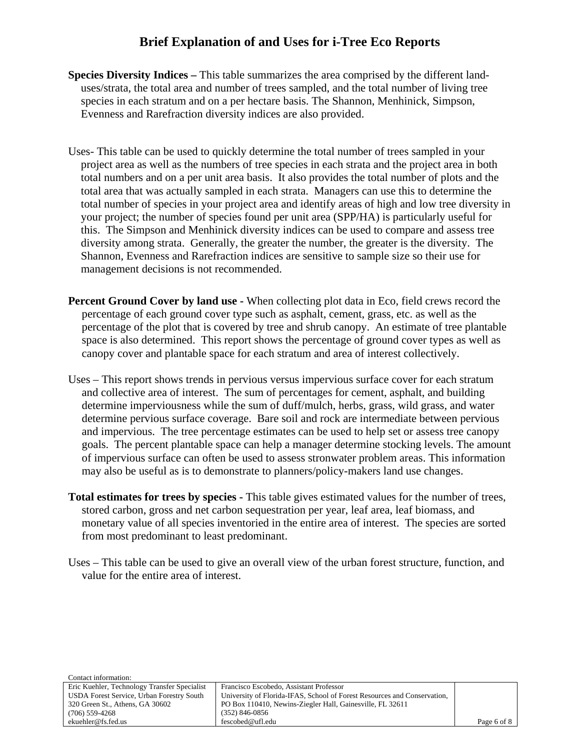# Brief Explanation of and Uses for i-Tree Eco Reports

**Species Diversity Indices –** This table summarizes the area comprised by the different land-uses/strata, the total area and number of trees sampled, and the total number of living tree species in each stratum and on a per hectare basis. The Shannon, Menhinick, Simpson, Evenness and Rarefraction diversity indices are also provided.

Uses- This table can be used to quickly determine the total number of trees sampled in your project area as well as the numbers of tree species in each strata and the project area in both total numbers and on a per unit area basis. It also provides the total number of plots and the total area that was actually sampled in each strata. Managers can use this to determine the total number of species in your project area and identify areas of high and low tree diversity in your project; the number of species found per unit area (SPP/HA) is particularly useful for this. The Simpson and Menhinick diversity indices can be used to compare and assess tree diversity among strata. Generally, the greater the number, the greater is the diversity. The Shannon, Evenness and Rarefraction indices are sensitive to sample size so their use for management decisions is not recommended.

**Percent Ground Cover by land use -** When collecting plot data in Eco, field crews record the percentage of each ground cover type such as asphalt, cement, grass, etc. as well as the percentage of the plot that is covered by tree and shrub canopy. An estimate of tree plantable space is also determined. This report shows the percentage of ground cover types as well as canopy cover and plantable space for each stratum and area of interest collectively.

Uses – This report shows trends in pervious versus impervious surface cover for each stratum and collective area of interest. The sum of percentages for cement, asphalt, and building determine imperviousness while the sum of duff/mulch, herbs, grass, wild grass, and water determine pervious surface coverage. Bare soil and rock are intermediate between pervious and impervious. The tree percentage estimates can be used to help set or assess tree canopy goals. The percent plantable space can help a manager determine stocking levels. The amount of impervious surface can often be used to assess stronwater problem areas. This information may also be useful as is to demonstrate to planners/policy-makers land use changes.

**Total estimates for trees by species -** This table gives estimated values for the number of trees, stored carbon, gross and net carbon sequestration per year, leaf area, leaf biomass, and monetary value of all species inventoried in the entire area of interest. The species are sorted from most predominant to least predominant.

Uses – This table can be used to give an overall view of the urban forest structure, function, and value for the entire area of interest.

Contact information:

| Eric Kuehler, Technology Transfer Specialist<br>USDA Forest Service, Urban Forestry South<br>320 Green St., Athens, GA 30602<br>(706) 559-4268<br>ekuehler@fs.fed.us | Francisco Escobedo, Assistant Professor<br>University of Florida-IFAS, School of Forest Resources and Conservation,<br>PO Box 110410, Newins-Ziegler Hall, Gainesville, FL 32611<br>(352) 846-0856<br>fescobed@ufl.edu |
|---|---|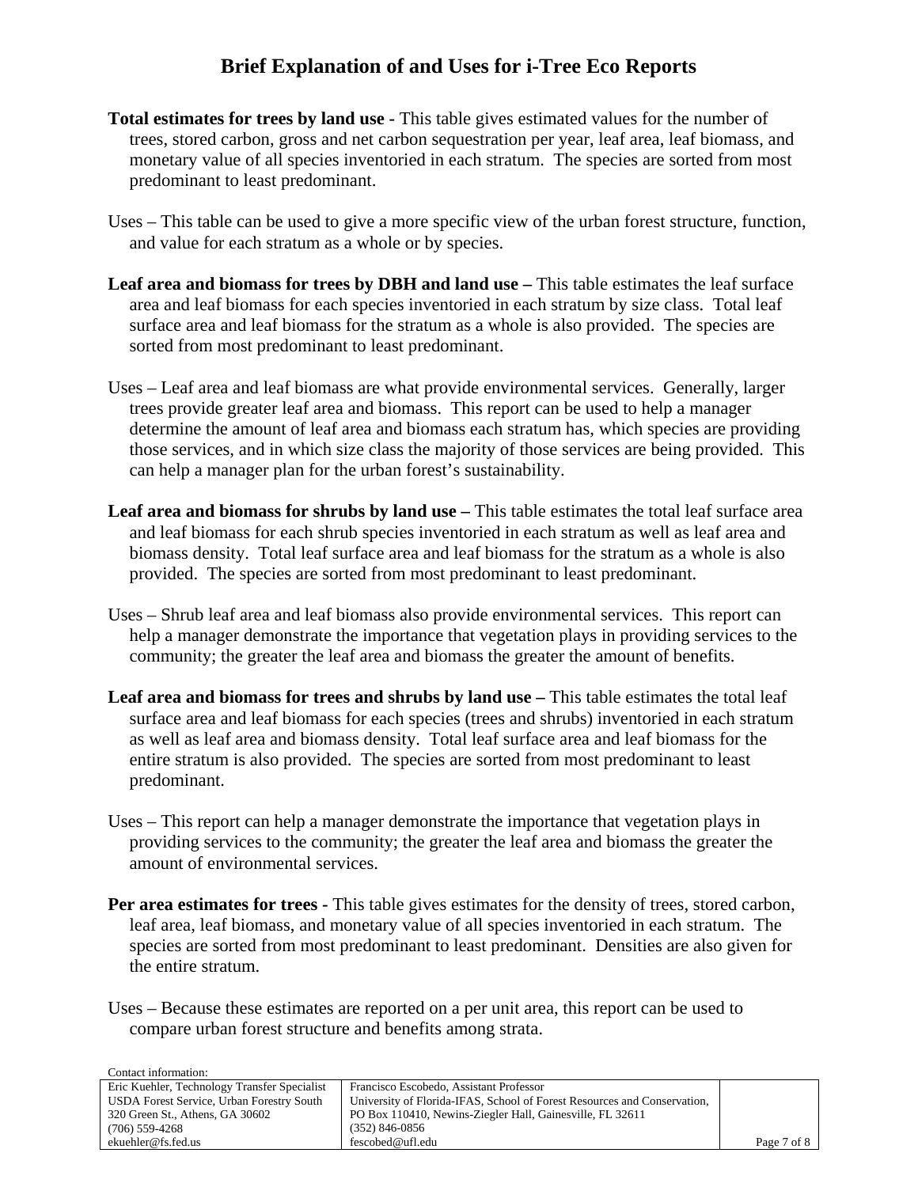## Brief Explanation of and Uses for i-Tree Eco Reports

**Total estimates for trees by land use -** This table gives estimated values for the number of trees, stored carbon, gross and net carbon sequestration per year, leaf area, leaf biomass, and monetary value of all species inventoried in each stratum. The species are sorted from most predominant to least predominant.

Uses – This table can be used to give a more specific view of the urban forest structure, function, and value for each stratum as a whole or by species.

**Leaf area and biomass for trees by DBH and land use –** This table estimates the leaf surface area and leaf biomass for each species inventoried in each stratum by size class. Total leaf surface area and leaf biomass for the stratum as a whole is also provided. The species are sorted from most predominant to least predominant.

Uses – Leaf area and leaf biomass are what provide environmental services. Generally, larger trees provide greater leaf area and biomass. This report can be used to help a manager determine the amount of leaf area and biomass each stratum has, which species are providing those services, and in which size class the majority of those services are being provided. This can help a manager plan for the urban forest's sustainability.

**Leaf area and biomass for shrubs by land use –** This table estimates the total leaf surface area and leaf biomass for each shrub species inventoried in each stratum as well as leaf area and biomass density. Total leaf surface area and leaf biomass for the stratum as a whole is also provided. The species are sorted from most predominant to least predominant.

Uses – Shrub leaf area and leaf biomass also provide environmental services. This report can help a manager demonstrate the importance that vegetation plays in providing services to the community; the greater the leaf area and biomass the greater the amount of benefits.

**Leaf area and biomass for trees and shrubs by land use –** This table estimates the total leaf surface area and leaf biomass for each species (trees and shrubs) inventoried in each stratum as well as leaf area and biomass density. Total leaf surface area and leaf biomass for the entire stratum is also provided. The species are sorted from most predominant to least predominant.

Uses – This report can help a manager demonstrate the importance that vegetation plays in providing services to the community; the greater the leaf area and biomass the greater the amount of environmental services.

**Per area estimates for trees -** This table gives estimates for the density of trees, stored carbon, leaf area, leaf biomass, and monetary value of all species inventoried in each stratum. The species are sorted from most predominant to least predominant. Densities are also given for the entire stratum.

Uses – Because these estimates are reported on a per unit area, this report can be used to compare urban forest structure and benefits among strata.

Contact information:

| Eric Kuehler, Technology Transfer Specialist<br>USDA Forest Service, Urban Forestry South<br>320 Green St., Athens, GA 30602<br>(706) 559-4268<br>ekuehler@fs.fed.us | Francisco Escobedo, Assistant Professor<br>University of Florida-IFAS, School of Forest Resources and Conservation,<br>PO Box 110410, Newins-Ziegler Hall, Gainesville, FL 32611<br>(352) 846-0856<br>fescobed@ufl.edu |
|---|---|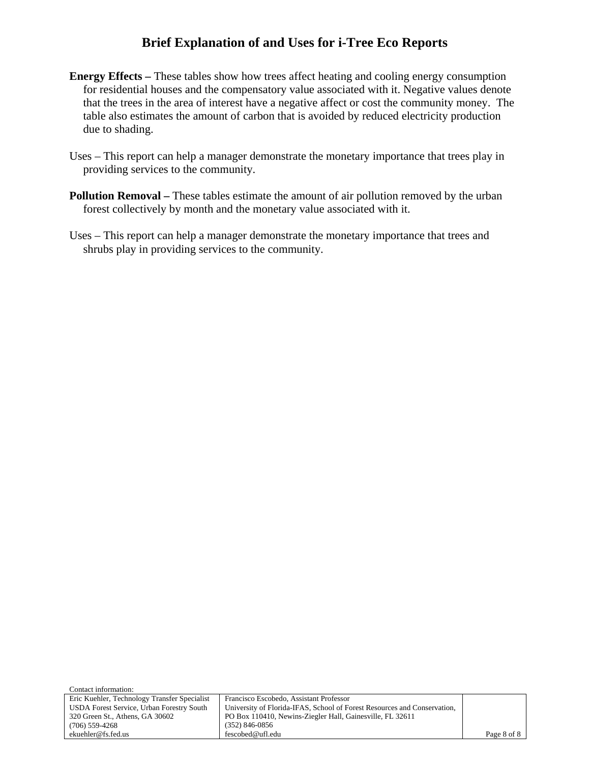# Brief Explanation of and Uses for i-Tree Eco Reports

**Energy Effects –** These tables show how trees affect heating and cooling energy consumption for residential houses and the compensatory value associated with it. Negative values denote that the trees in the area of interest have a negative affect or cost the community money. The table also estimates the amount of carbon that is avoided by reduced electricity production due to shading.

Uses – This report can help a manager demonstrate the monetary importance that trees play in providing services to the community.

**Pollution Removal –** These tables estimate the amount of air pollution removed by the urban forest collectively by month and the monetary value associated with it.

Uses – This report can help a manager demonstrate the monetary importance that trees and shrubs play in providing services to the community.